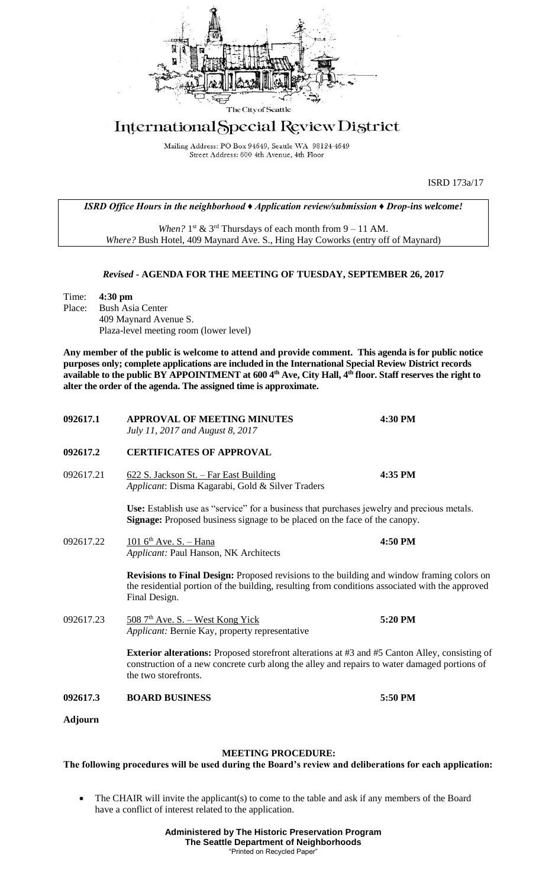The City of Seattle

# International Special Review District

Mailing Address: PO Box 94649, Seattle WA 98124-4649
Street Address: 600 4th Avenue, 4th Floor

ISRD 173a/17

***ISRD Office Hours in the neighborhood ♦ Application review/submission ♦ Drop-ins welcome!***

*When?* 1st & 3rd Thursdays of each month from 9 – 11 AM.
*Where?* Bush Hotel, 409 Maynard Ave. S., Hing Hay Coworks (entry off of Maynard)

## *Revised* - AGENDA FOR THE MEETING OF TUESDAY, SEPTEMBER 26, 2017

Time: **4:30 pm**
Place: Bush Asia Center
409 Maynard Avenue S.
Plaza-level meeting room (lower level)

**Any member of the public is welcome to attend and provide comment. This agenda is for public notice purposes only; complete applications are included in the International Special Review District records available to the public BY APPOINTMENT at 600 4th Ave, City Hall, 4th floor. Staff reserves the right to alter the order of the agenda. The assigned time is approximate.**

**092617.1 APPROVAL OF MEETING MINUTES** — **4:30 PM**
*July 11, 2017 and August 8, 2017*

**092617.2 CERTIFICATES OF APPROVAL**

092617.21 622 S. Jackson St. – Far East Building — **4:35 PM**
*Applicant*: Disma Kagarabi, Gold & Silver Traders

**Use:** Establish use as "service" for a business that purchases jewelry and precious metals.
**Signage:** Proposed business signage to be placed on the face of the canopy.

092617.22 101 6th Ave. S. – Hana — **4:50 PM**
*Applicant:* Paul Hanson, NK Architects

**Revisions to Final Design:** Proposed revisions to the building and window framing colors on the residential portion of the building, resulting from conditions associated with the approved Final Design.

092617.23 508 7th Ave. S. – West Kong Yick — **5:20 PM**
*Applicant:* Bernie Kay, property representative

**Exterior alterations:** Proposed storefront alterations at #3 and #5 Canton Alley, consisting of construction of a new concrete curb along the alley and repairs to water damaged portions of the two storefronts.

**092617.3 BOARD BUSINESS** — **5:50 PM**

**Adjourn**

## MEETING PROCEDURE:

**The following procedures will be used during the Board's review and deliberations for each application:**

- The CHAIR will invite the applicant(s) to come to the table and ask if any members of the Board have a conflict of interest related to the application.

**Administered by The Historic Preservation Program**
**The Seattle Department of Neighborhoods**
"Printed on Recycled Paper"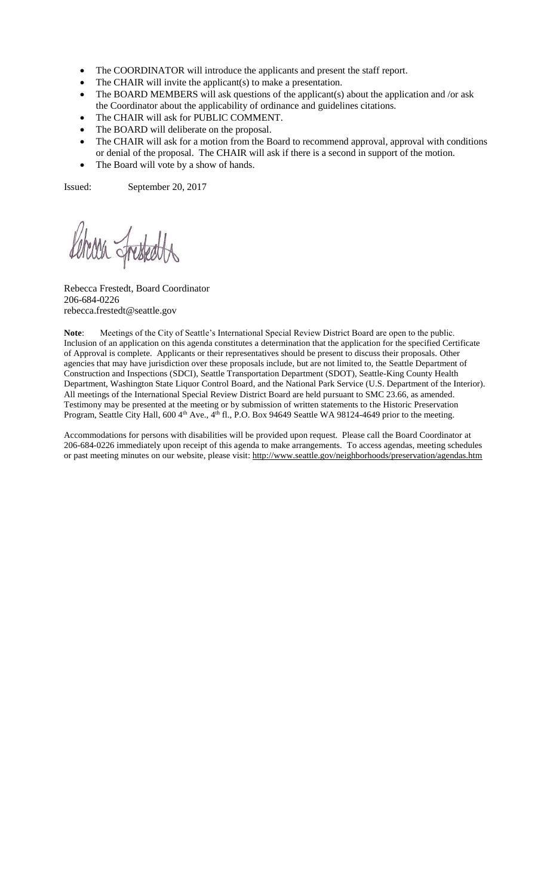- The COORDINATOR will introduce the applicants and present the staff report.
- The CHAIR will invite the applicant(s) to make a presentation.
- The BOARD MEMBERS will ask questions of the applicant(s) about the application and /or ask the Coordinator about the applicability of ordinance and guidelines citations.
- The CHAIR will ask for PUBLIC COMMENT.
- The BOARD will deliberate on the proposal.
- The CHAIR will ask for a motion from the Board to recommend approval, approval with conditions or denial of the proposal. The CHAIR will ask if there is a second in support of the motion.
- The Board will vote by a show of hands.

Issued: September 20, 2017

Rebecca Frestedt, Board Coordinator
206-684-0226
rebecca.frestedt@seattle.gov

**Note**: Meetings of the City of Seattle's International Special Review District Board are open to the public. Inclusion of an application on this agenda constitutes a determination that the application for the specified Certificate of Approval is complete. Applicants or their representatives should be present to discuss their proposals. Other agencies that may have jurisdiction over these proposals include, but are not limited to, the Seattle Department of Construction and Inspections (SDCI), Seattle Transportation Department (SDOT), Seattle-King County Health Department, Washington State Liquor Control Board, and the National Park Service (U.S. Department of the Interior). All meetings of the International Special Review District Board are held pursuant to SMC 23.66, as amended. Testimony may be presented at the meeting or by submission of written statements to the Historic Preservation Program, Seattle City Hall, 600 4th Ave., 4th fl., P.O. Box 94649 Seattle WA 98124-4649 prior to the meeting.

Accommodations for persons with disabilities will be provided upon request. Please call the Board Coordinator at 206-684-0226 immediately upon receipt of this agenda to make arrangements. To access agendas, meeting schedules or past meeting minutes on our website, please visit: http://www.seattle.gov/neighborhoods/preservation/agendas.htm